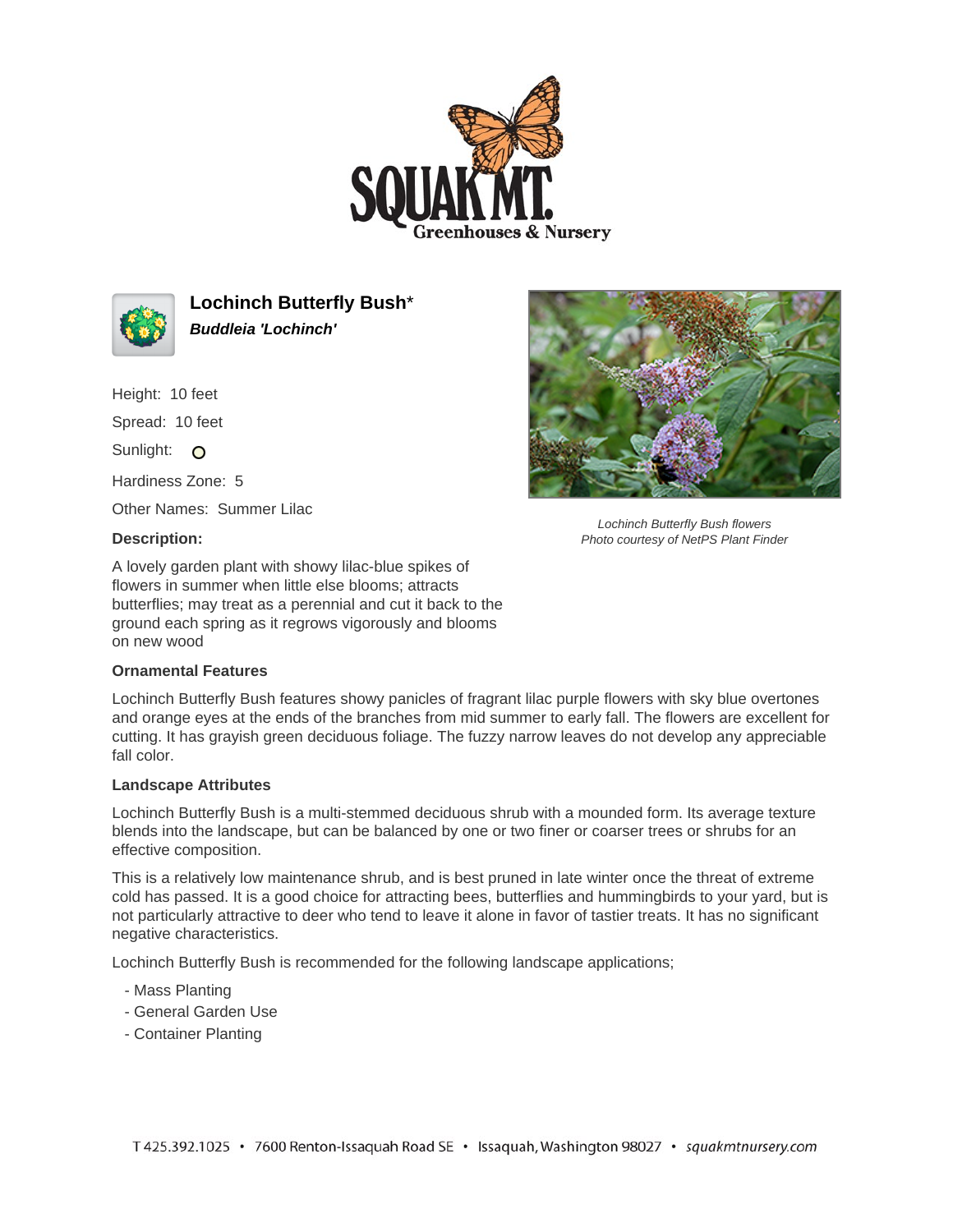# Lochinch Butterfly Bush*

***Buddleia 'Lochinch'***

Height: 10 feet

Spread: 10 feet

Sunlight: O

Hardiness Zone: 5

Other Names: Summer Lilac

**Description:**

A lovely garden plant with showy lilac-blue spikes of flowers in summer when little else blooms; attracts butterflies; may treat as a perennial and cut it back to the ground each spring as it regrows vigorously and blooms on new wood

*Lochinch Butterfly Bush flowers*
*Photo courtesy of NetPS Plant Finder*

**Ornamental Features**

Lochinch Butterfly Bush features showy panicles of fragrant lilac purple flowers with sky blue overtones and orange eyes at the ends of the branches from mid summer to early fall. The flowers are excellent for cutting. It has grayish green deciduous foliage. The fuzzy narrow leaves do not develop any appreciable fall color.

**Landscape Attributes**

Lochinch Butterfly Bush is a multi-stemmed deciduous shrub with a mounded form. Its average texture blends into the landscape, but can be balanced by one or two finer or coarser trees or shrubs for an effective composition.

This is a relatively low maintenance shrub, and is best pruned in late winter once the threat of extreme cold has passed. It is a good choice for attracting bees, butterflies and hummingbirds to your yard, but is not particularly attractive to deer who tend to leave it alone in favor of tastier treats. It has no significant negative characteristics.

Lochinch Butterfly Bush is recommended for the following landscape applications;

- Mass Planting
- General Garden Use
- Container Planting

T 425.392.1025 • 7600 Renton-Issaquah Road SE • Issaquah, Washington 98027 • squakmtnursery.com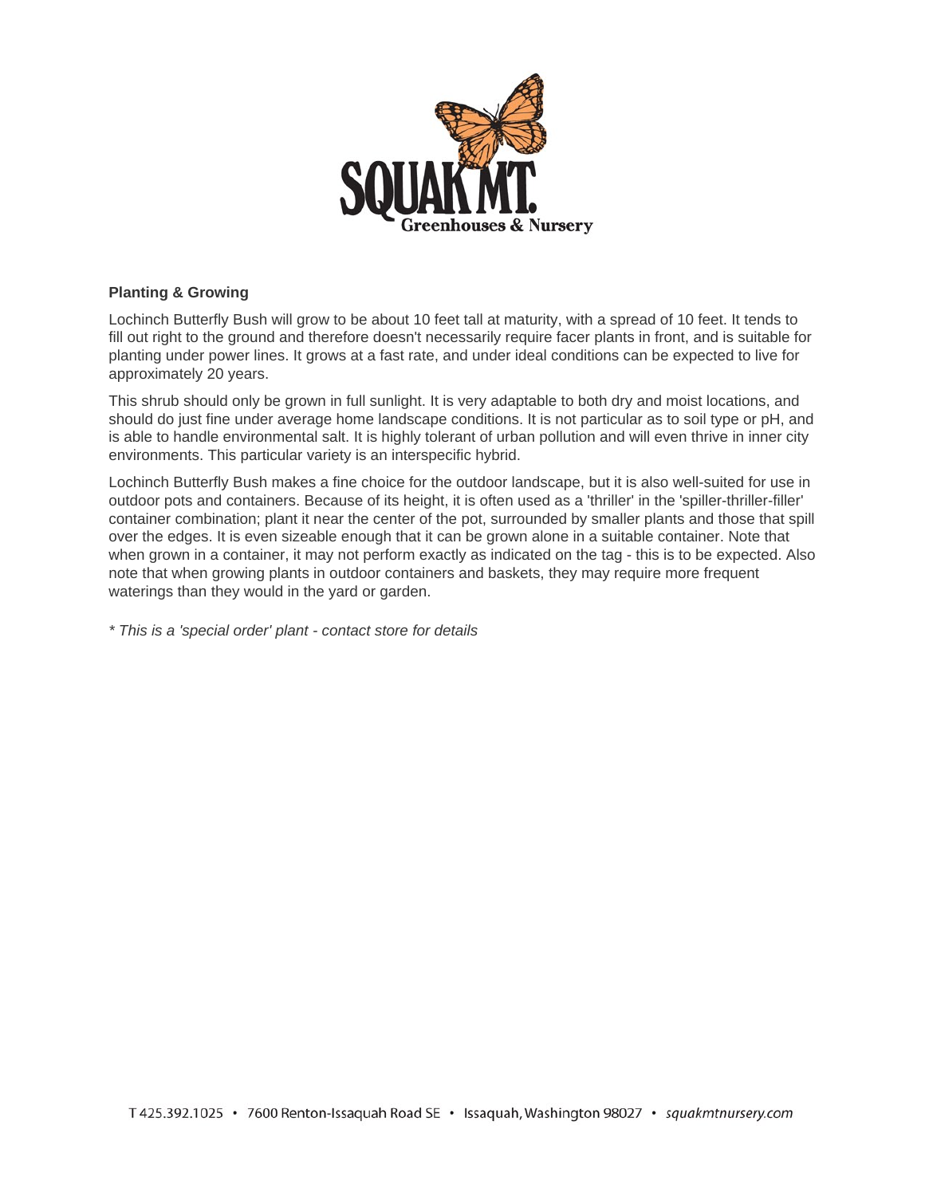**Planting & Growing**

Lochinch Butterfly Bush will grow to be about 10 feet tall at maturity, with a spread of 10 feet. It tends to fill out right to the ground and therefore doesn't necessarily require facer plants in front, and is suitable for planting under power lines. It grows at a fast rate, and under ideal conditions can be expected to live for approximately 20 years.

This shrub should only be grown in full sunlight. It is very adaptable to both dry and moist locations, and should do just fine under average home landscape conditions. It is not particular as to soil type or pH, and is able to handle environmental salt. It is highly tolerant of urban pollution and will even thrive in inner city environments. This particular variety is an interspecific hybrid.

Lochinch Butterfly Bush makes a fine choice for the outdoor landscape, but it is also well-suited for use in outdoor pots and containers. Because of its height, it is often used as a 'thriller' in the 'spiller-thriller-filler' container combination; plant it near the center of the pot, surrounded by smaller plants and those that spill over the edges. It is even sizeable enough that it can be grown alone in a suitable container. Note that when grown in a container, it may not perform exactly as indicated on the tag - this is to be expected. Also note that when growing plants in outdoor containers and baskets, they may require more frequent waterings than they would in the yard or garden.

*\* This is a 'special order' plant - contact store for details*